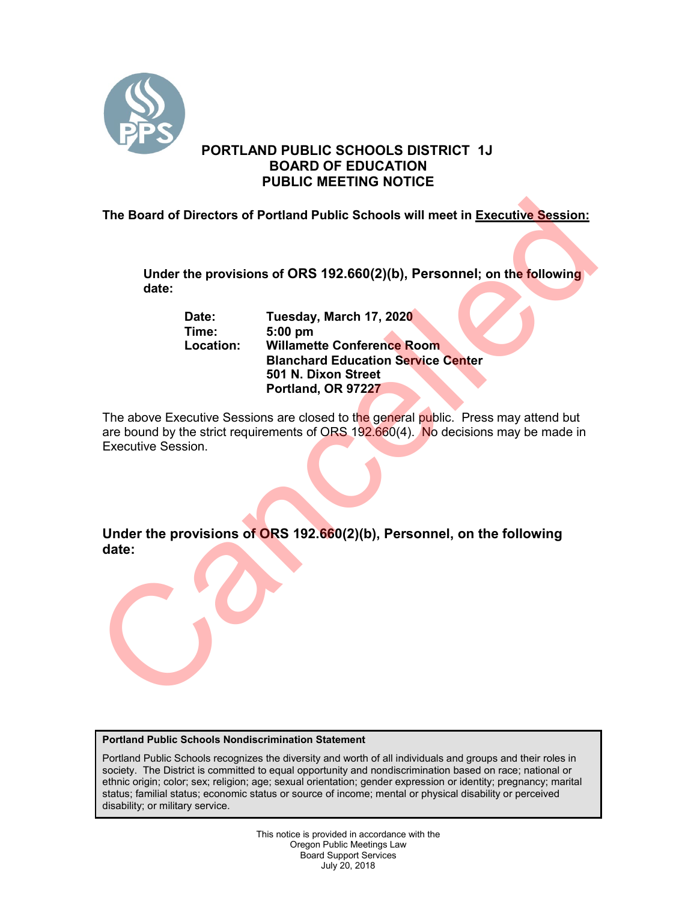# PORTLAND PUBLIC SCHOOLS DISTRICT 1J
# BOARD OF EDUCATION
# PUBLIC MEETING NOTICE

Cancelled

**The Board of Directors of Portland Public Schools will meet in Executive Session:**

**Under the provisions of ORS 192.660(2)(b), Personnel; on the following date:**

**Date:** Tuesday, March 17, 2020
**Time:** 5:00 pm
**Location:** Willamette Conference Room
Blanchard Education Service Center
501 N. Dixon Street
Portland, OR 97227

The above Executive Sessions are closed to the general public. Press may attend but are bound by the strict requirements of ORS 192.660(4). No decisions may be made in Executive Session.

**Under the provisions of ORS 192.660(2)(b), Personnel, on the following date:**

**Portland Public Schools Nondiscrimination Statement**

Portland Public Schools recognizes the diversity and worth of all individuals and groups and their roles in society. The District is committed to equal opportunity and nondiscrimination based on race; national or ethnic origin; color; sex; religion; age; sexual orientation; gender expression or identity; pregnancy; marital status; familial status; economic status or source of income; mental or physical disability or perceived disability; or military service.

This notice is provided in accordance with the
Oregon Public Meetings Law
Board Support Services
July 20, 2018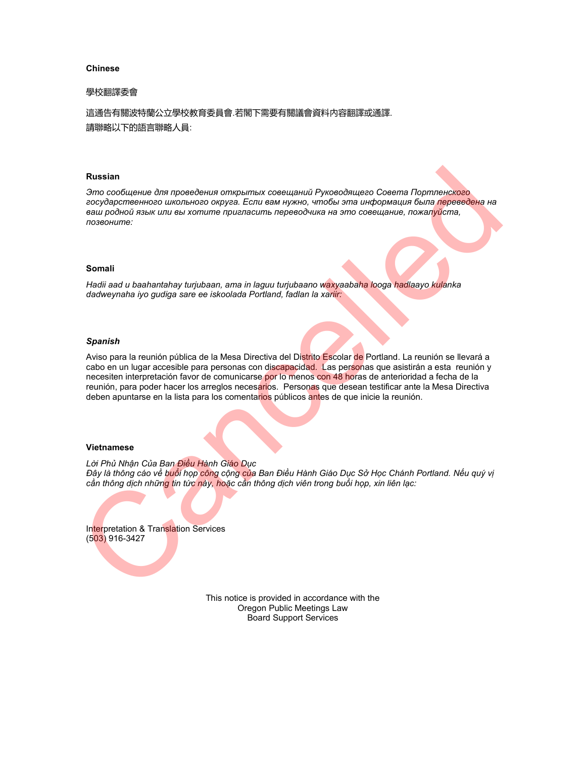**Chinese**

學校翻譯委會

這通告有關波特蘭公立學校教育委員會.若閣下需要有關議會資料內容翻譯或通譯.
請聯略以下的語言聯略人員:

**Russian**

*Это сообщение для проведения открытых совещаний Руководящего Совета Портленского государственного школьного округа. Если вам нужно, чтобы эта информация была переведена на ваш родной язык или вы хотите пригласить переводчика на это совещание, пожалуйста, позвоните:*

**Somali**

*Hadii aad u baahantahay turjubaan, ama in laguu turjubaano waxyaabaha looga hadlaayo kulanka dadweynaha iyo gudiga sare ee iskoolada Portland, fadlan la xariir:*

***Spanish***

Aviso para la reunión pública de la Mesa Directiva del Distrito Escolar de Portland. La reunión se llevará a cabo en un lugar accesible para personas con discapacidad. Las personas que asistirán a esta reunión y necesiten interpretación favor de comunicarse por lo menos con 48 horas de anterioridad a fecha de la reunión, para poder hacer los arreglos necesarios. Personas que desean testificar ante la Mesa Directiva deben apuntarse en la lista para los comentarios públicos antes de que inicie la reunión.

**Vietnamese**

*Lời Phủ Nhận Của Ban Điều Hành Giáo Dục*
*Đây là thông cáo về buổi họp công cộng của Ban Điều Hành Giáo Dục Sở Học Chánh Portland. Nếu quý vị cần thông dịch những tin tức này, hoặc cần thông dịch viên trong buổi họp, xin liên lạc:*

Interpretation & Translation Services
(503) 916-3427

Cancelled

This notice is provided in accordance with the
Oregon Public Meetings Law
Board Support Services